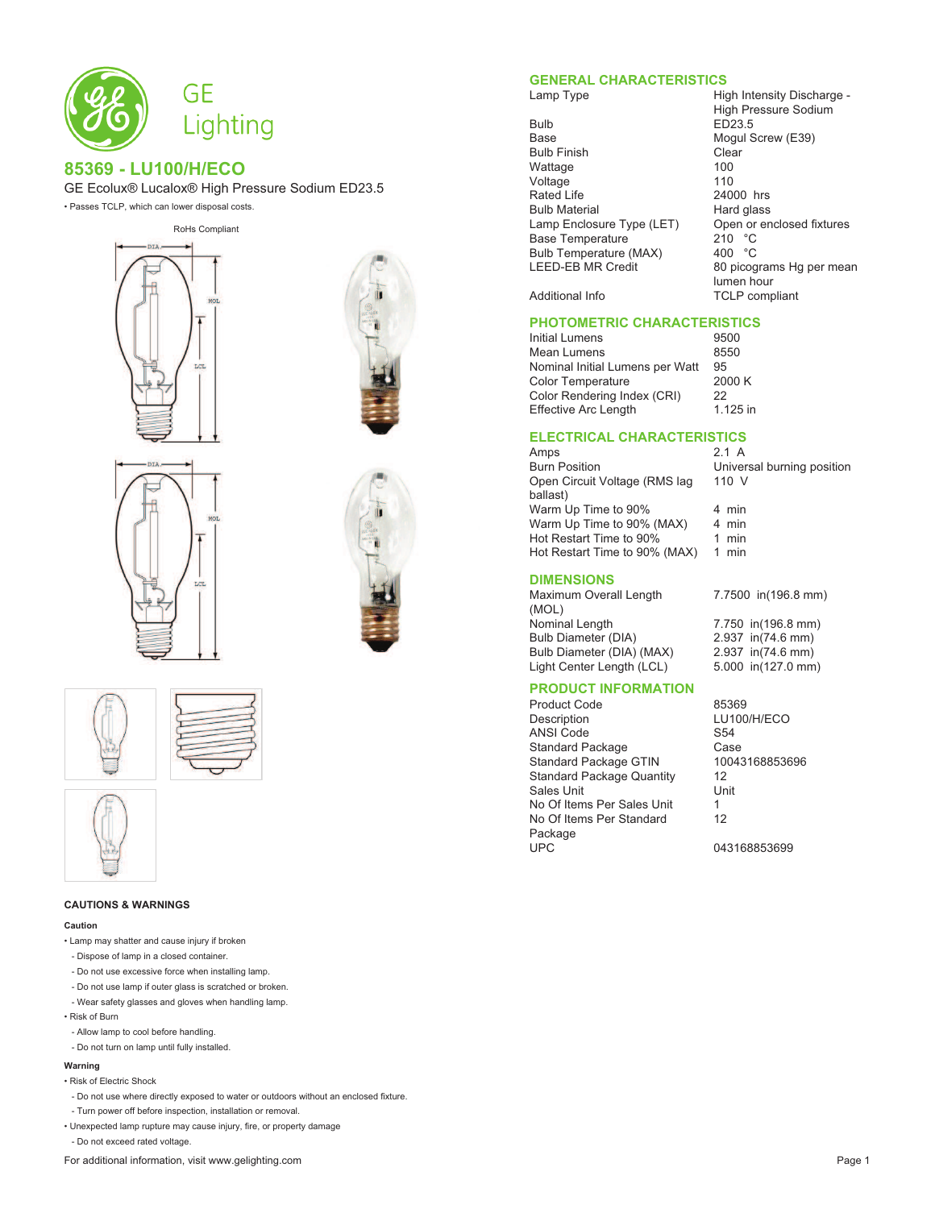# GE Lighting

## 85369 - LU100/H/ECO

GE Ecolux® Lucalox® High Pressure Sodium ED23.5

- Passes TCLP, which can lower disposal costs.

RoHs Compliant

## CAUTIONS & WARNINGS

**Caution**

- Lamp may shatter and cause injury if broken
  - Dispose of lamp in a closed container.
  - Do not use excessive force when installing lamp.
  - Do not use lamp if outer glass is scratched or broken.
  - Wear safety glasses and gloves when handling lamp.
- Risk of Burn
  - Allow lamp to cool before handling.
  - Do not turn on lamp until fully installed.

**Warning**

- Risk of Electric Shock
  - Do not use where directly exposed to water or outdoors without an enclosed fixture.
  - Turn power off before inspection, installation or removal.
- Unexpected lamp rupture may cause injury, fire, or property damage
  - Do not exceed rated voltage.

## GENERAL CHARACTERISTICS

| | |
|---|---|
| Lamp Type | High Intensity Discharge - High Pressure Sodium |
| Bulb | ED23.5 |
| Base | Mogul Screw (E39) |
| Bulb Finish | Clear |
| Wattage | 100 |
| Voltage | 110 |
| Rated Life | 24000 hrs |
| Bulb Material | Hard glass |
| Lamp Enclosure Type (LET) | Open or enclosed fixtures |
| Base Temperature | 210 °C |
| Bulb Temperature (MAX) | 400 °C |
| LEED-EB MR Credit | 80 picograms Hg per mean lumen hour |
| Additional Info | TCLP compliant |

## PHOTOMETRIC CHARACTERISTICS

| | |
|---|---|
| Initial Lumens | 9500 |
| Mean Lumens | 8550 |
| Nominal Initial Lumens per Watt | 95 |
| Color Temperature | 2000 K |
| Color Rendering Index (CRI) | 22 |
| Effective Arc Length | 1.125 in |

## ELECTRICAL CHARACTERISTICS

| | |
|---|---|
| Amps | 2.1 A |
| Burn Position | Universal burning position |
| Open Circuit Voltage (RMS lag ballast) | 110 V |
| Warm Up Time to 90% | 4 min |
| Warm Up Time to 90% (MAX) | 4 min |
| Hot Restart Time to 90% | 1 min |
| Hot Restart Time to 90% (MAX) | 1 min |

## DIMENSIONS

| | |
|---|---|
| Maximum Overall Length (MOL) | 7.7500 in(196.8 mm) |
| Nominal Length | 7.750 in(196.8 mm) |
| Bulb Diameter (DIA) | 2.937 in(74.6 mm) |
| Bulb Diameter (DIA) (MAX) | 2.937 in(74.6 mm) |
| Light Center Length (LCL) | 5.000 in(127.0 mm) |

## PRODUCT INFORMATION

| | |
|---|---|
| Product Code | 85369 |
| Description | LU100/H/ECO |
| ANSI Code | S54 |
| Standard Package | Case |
| Standard Package GTIN | 10043168853696 |
| Standard Package Quantity | 12 |
| Sales Unit | Unit |
| No Of Items Per Sales Unit | 1 |
| No Of Items Per Standard Package | 12 |
| UPC | 043168853699 |

For additional information, visit www.gelighting.com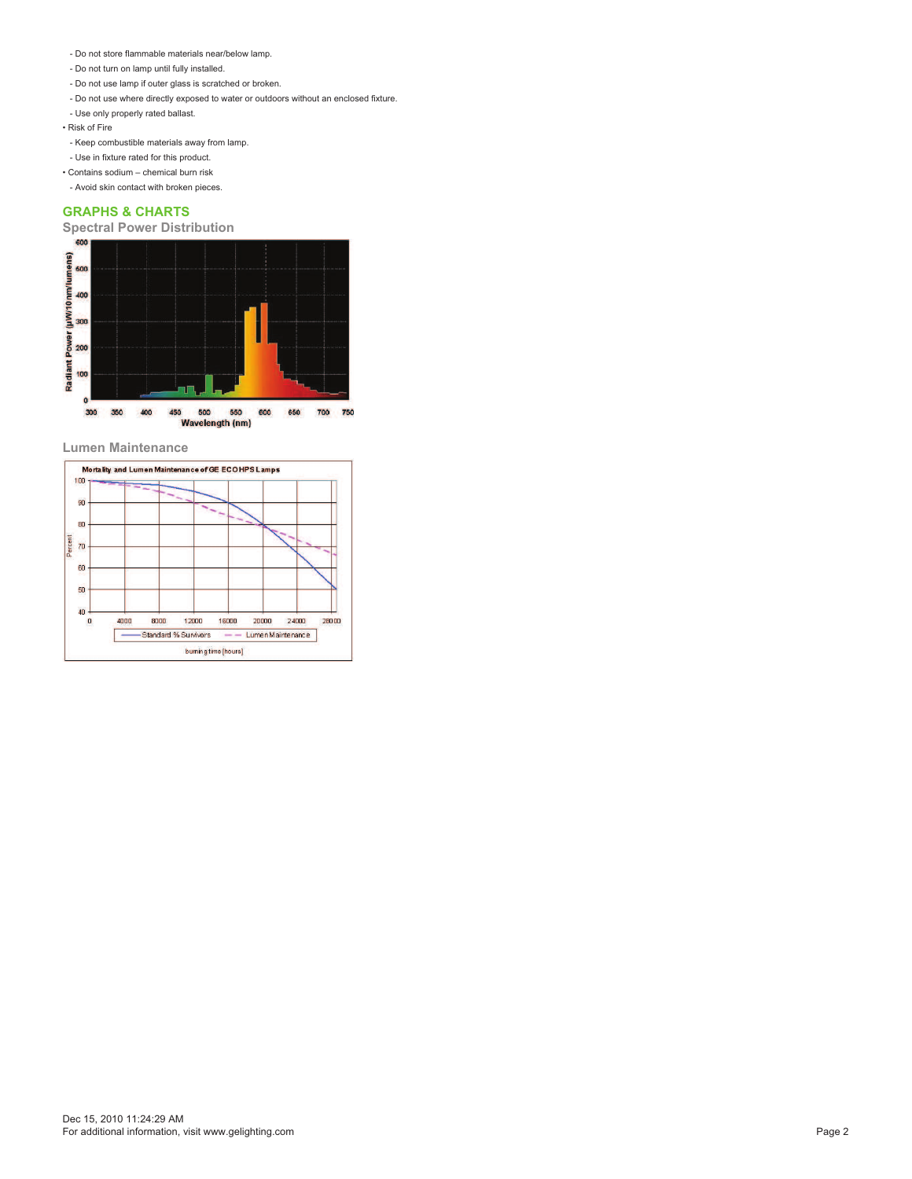- Do not store flammable materials near/below lamp.
- Do not turn on lamp until fully installed.
- Do not use lamp if outer glass is scratched or broken.
- Do not use where directly exposed to water or outdoors without an enclosed fixture.
- Use only properly rated ballast.

• Risk of Fire

- Keep combustible materials away from lamp.
- Use in fixture rated for this product.

• Contains sodium – chemical burn risk

- Avoid skin contact with broken pieces.

## GRAPHS & CHARTS

### Spectral Power Distribution

Radiant Power (µW/10 nm/lumens)

600
500
400
300
200
100
0

300 350 400 450 500 550 600 650 700 750

Wavelength (nm)

### Lumen Maintenance

Mortality and Lumen Maintenance of GE ECO HPS Lamps

Percent

100
90
80
70
60
50
40

0 4000 8000 12000 16000 20000 24000 28000

Standard % Survivors — Lumen Maintenance

burning time [hours]

Dec 15, 2010 11:24:29 AM
For additional information, visit www.gelighting.com